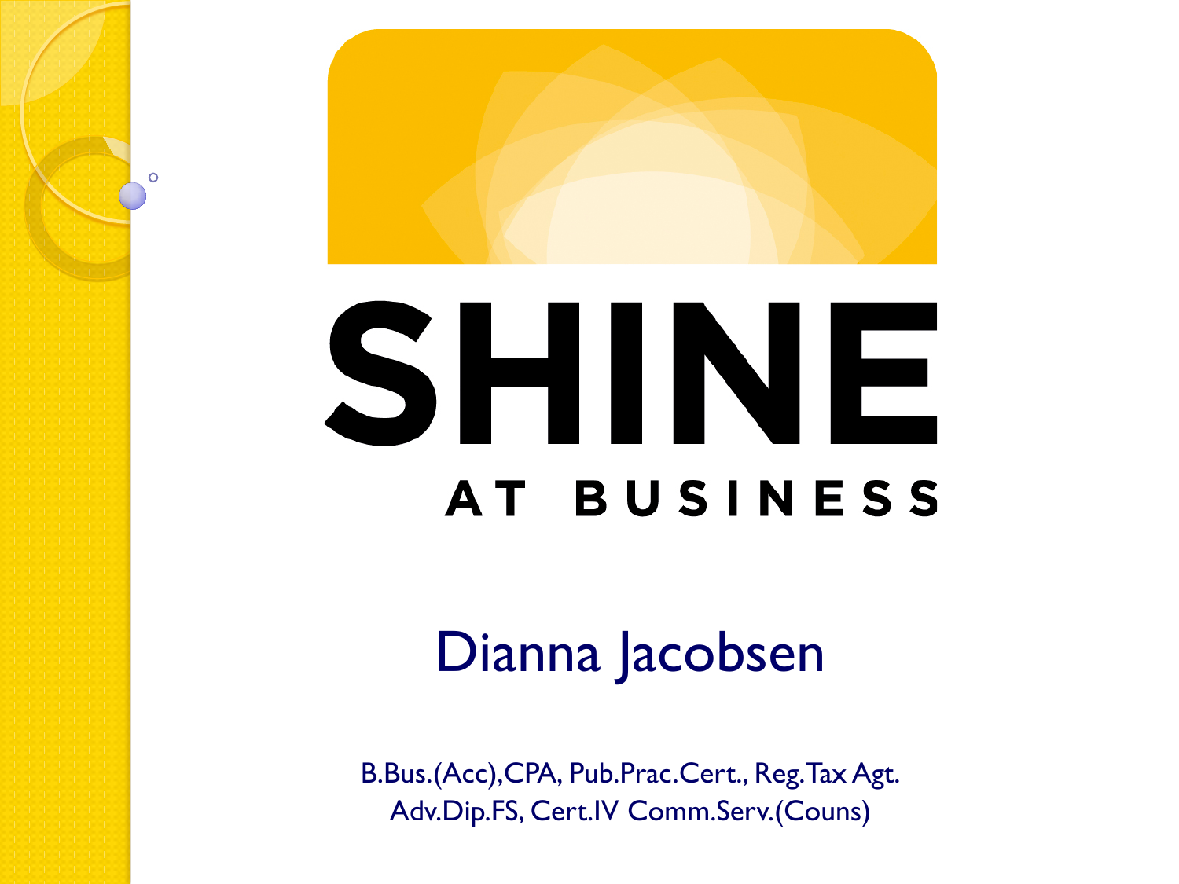# SHINE

## AT BUSINESS

Dianna Jacobsen

B.Bus.(Acc),CPA, Pub.Prac.Cert., Reg.Tax Agt.
Adv.Dip.FS, Cert.IV Comm.Serv.(Couns)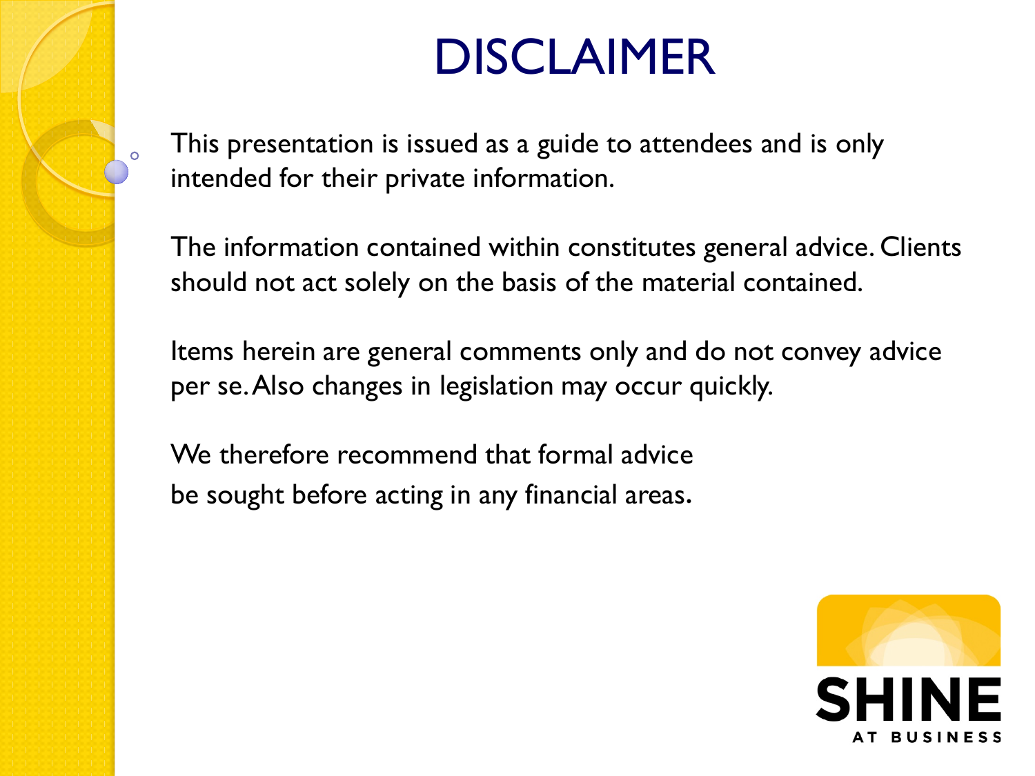# DISCLAIMER

This presentation is issued as a guide to attendees and is only intended for their private information.

The information contained within constitutes general advice. Clients should not act solely on the basis of the material contained.

Items herein are general comments only and do not convey advice per se. Also changes in legislation may occur quickly.

We therefore recommend that formal advice be sought before acting in any financial areas.

SHINE AT BUSINESS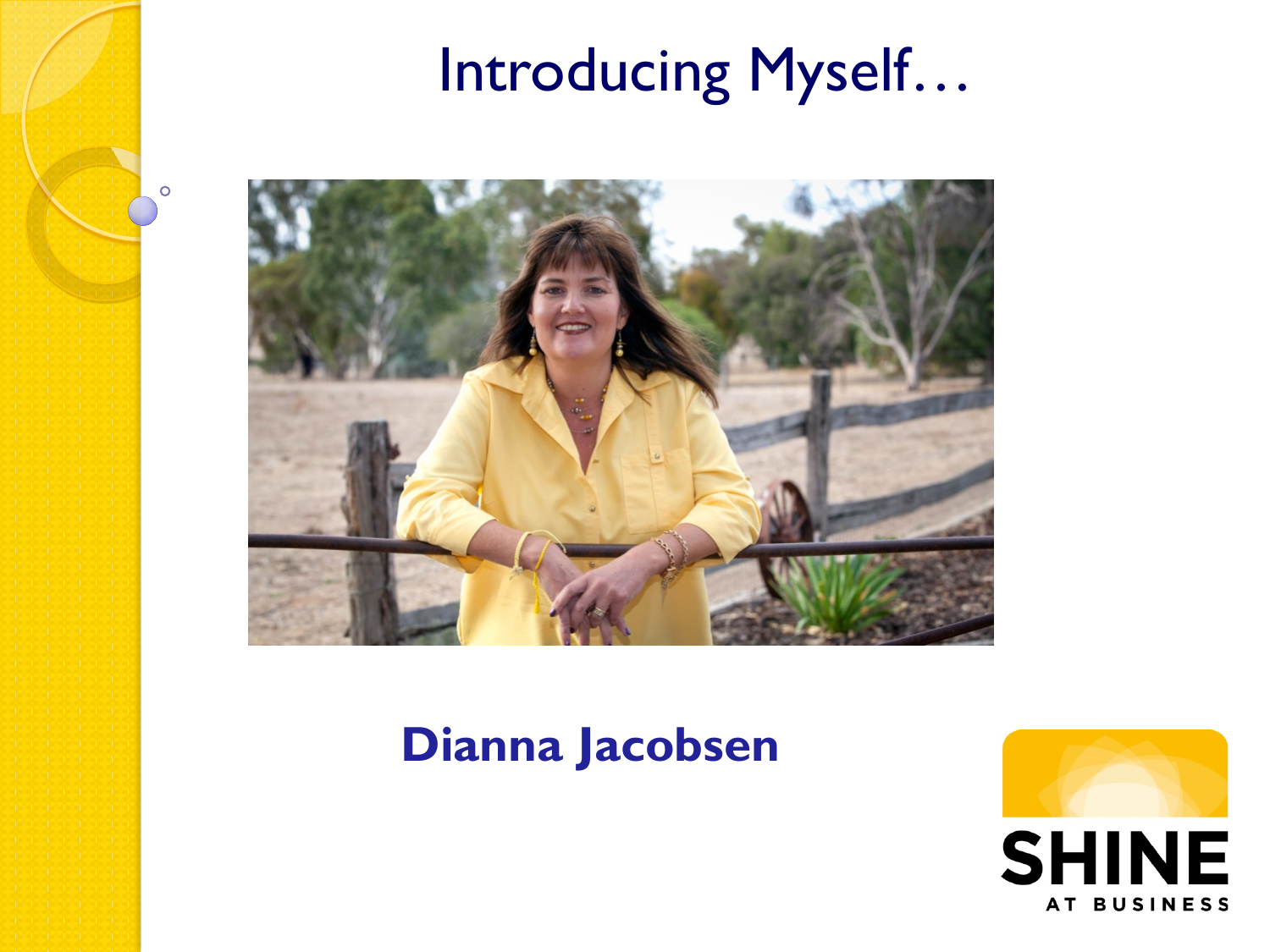# Introducing Myself…

**Dianna Jacobsen**

SHINE AT BUSINESS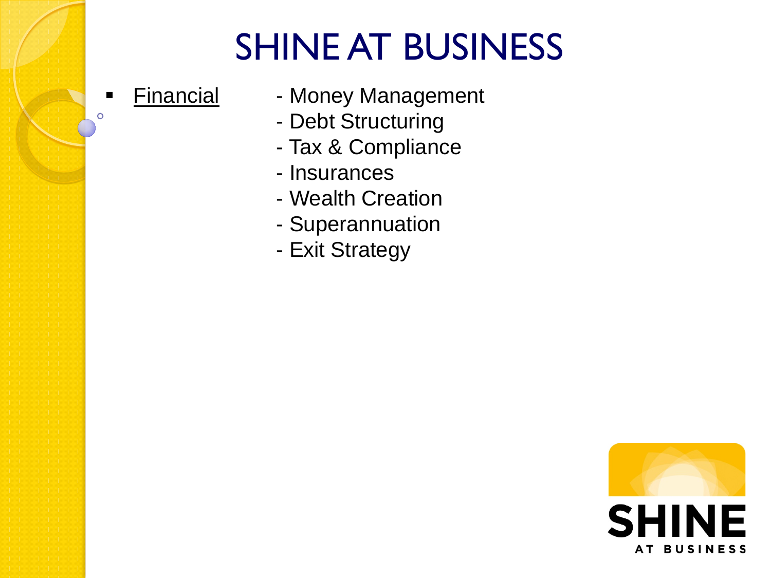# SHINE AT BUSINESS

- <u>Financial</u>
  - Money Management
  - Debt Structuring
  - Tax & Compliance
  - Insurances
  - Wealth Creation
  - Superannuation
  - Exit Strategy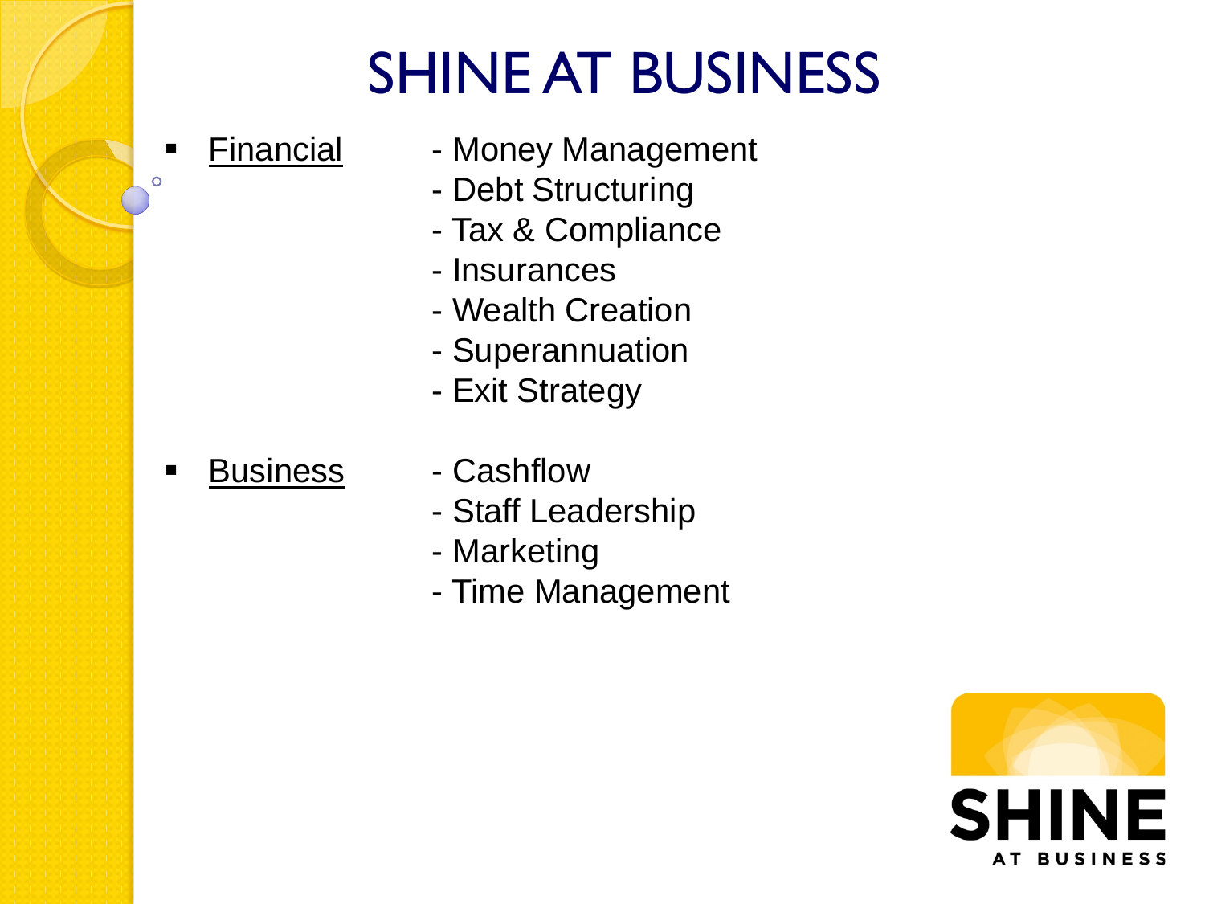# SHINE AT BUSINESS

- Financial
  - Money Management
  - Debt Structuring
  - Tax & Compliance
  - Insurances
  - Wealth Creation
  - Superannuation
  - Exit Strategy

- Business
  - Cashflow
  - Staff Leadership
  - Marketing
  - Time Management

SHINE AT BUSINESS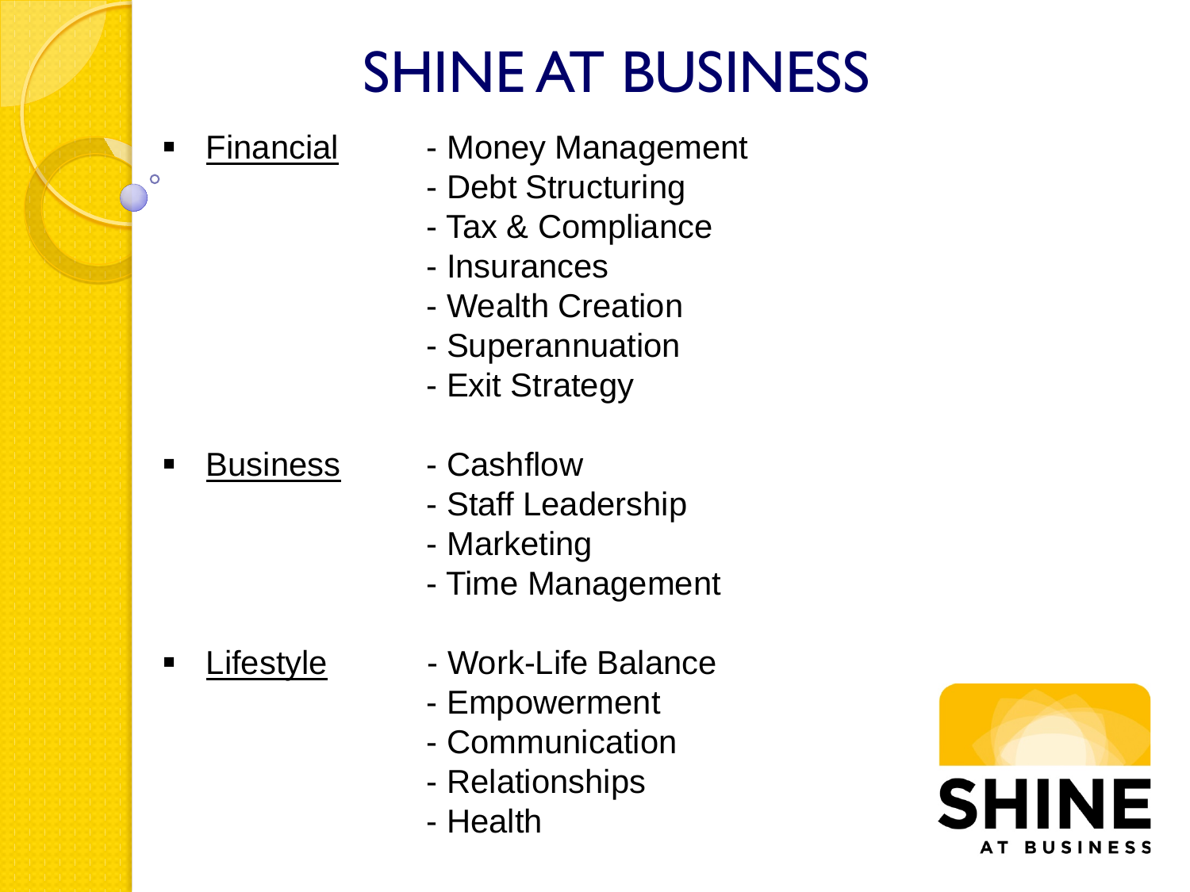# SHINE AT BUSINESS

- Financial
  - Money Management
  - Debt Structuring
  - Tax & Compliance
  - Insurances
  - Wealth Creation
  - Superannuation
  - Exit Strategy
- Business
  - Cashflow
  - Staff Leadership
  - Marketing
  - Time Management
- Lifestyle
  - Work-Life Balance
  - Empowerment
  - Communication
  - Relationships
  - Health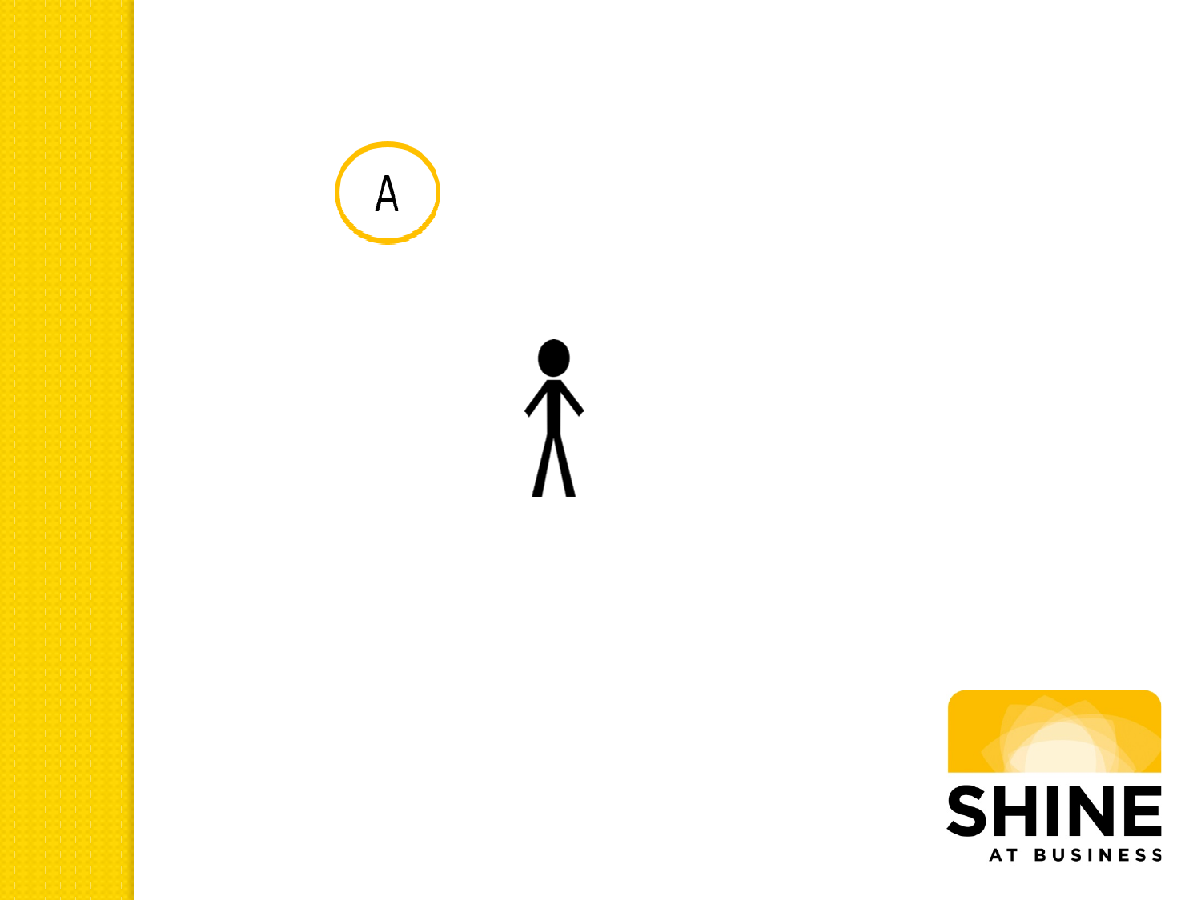A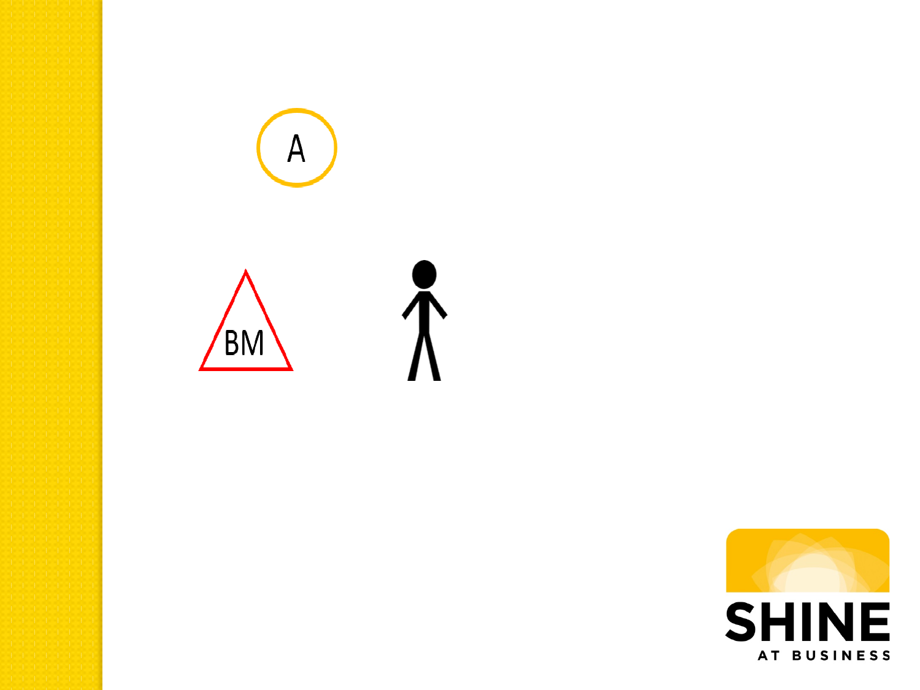A

BM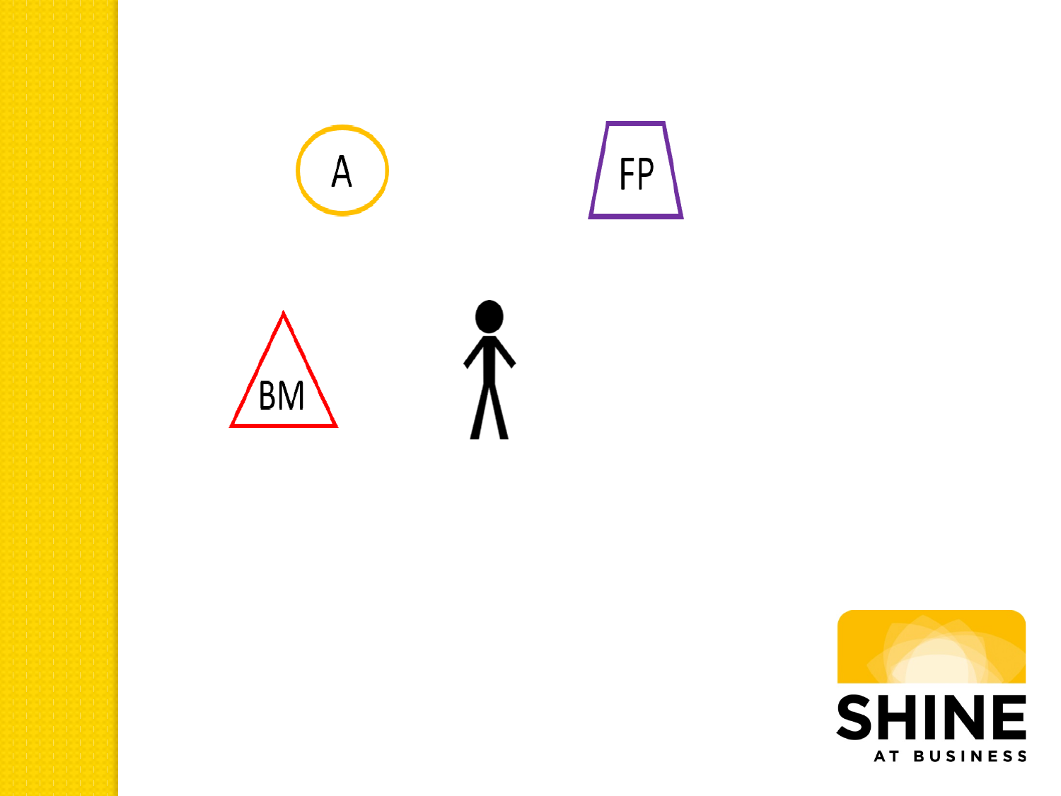A

FP

BM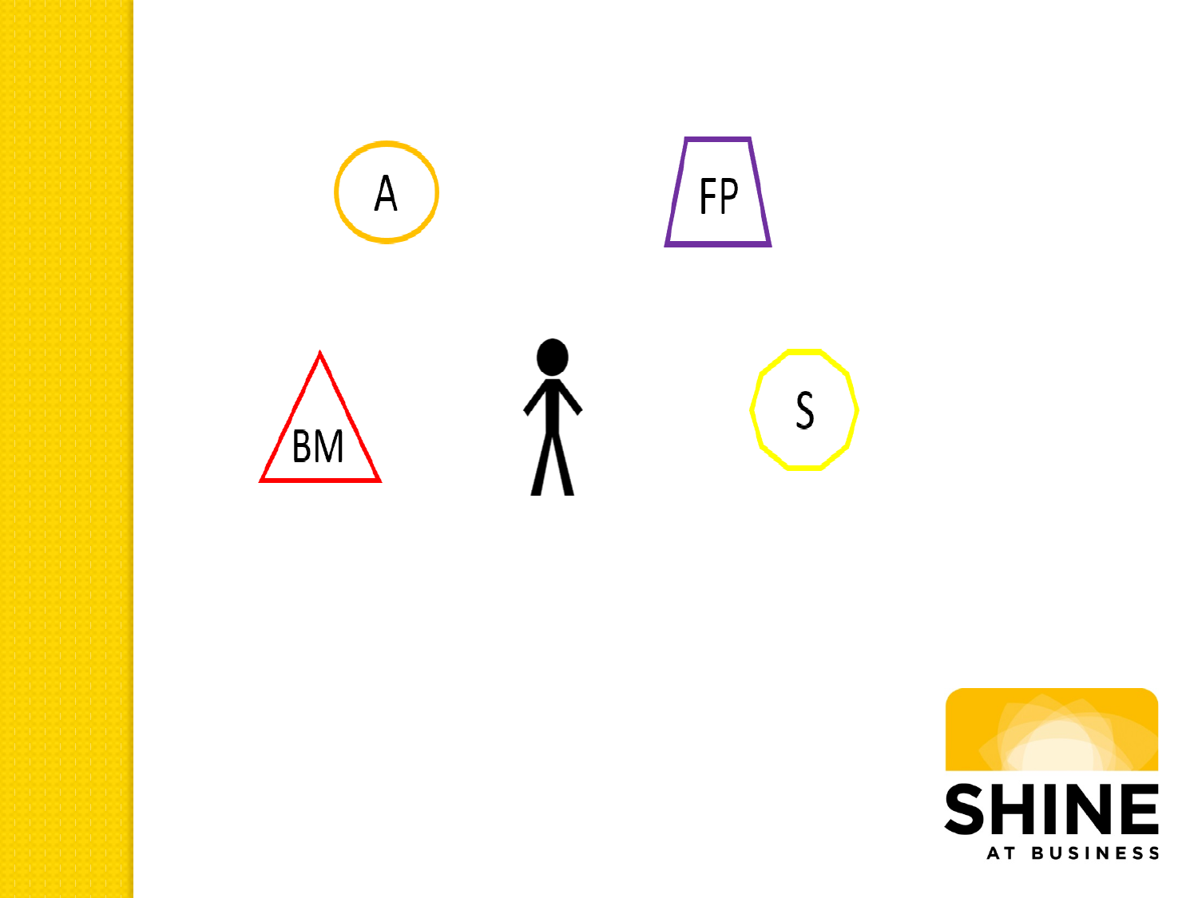A

FP

BM

S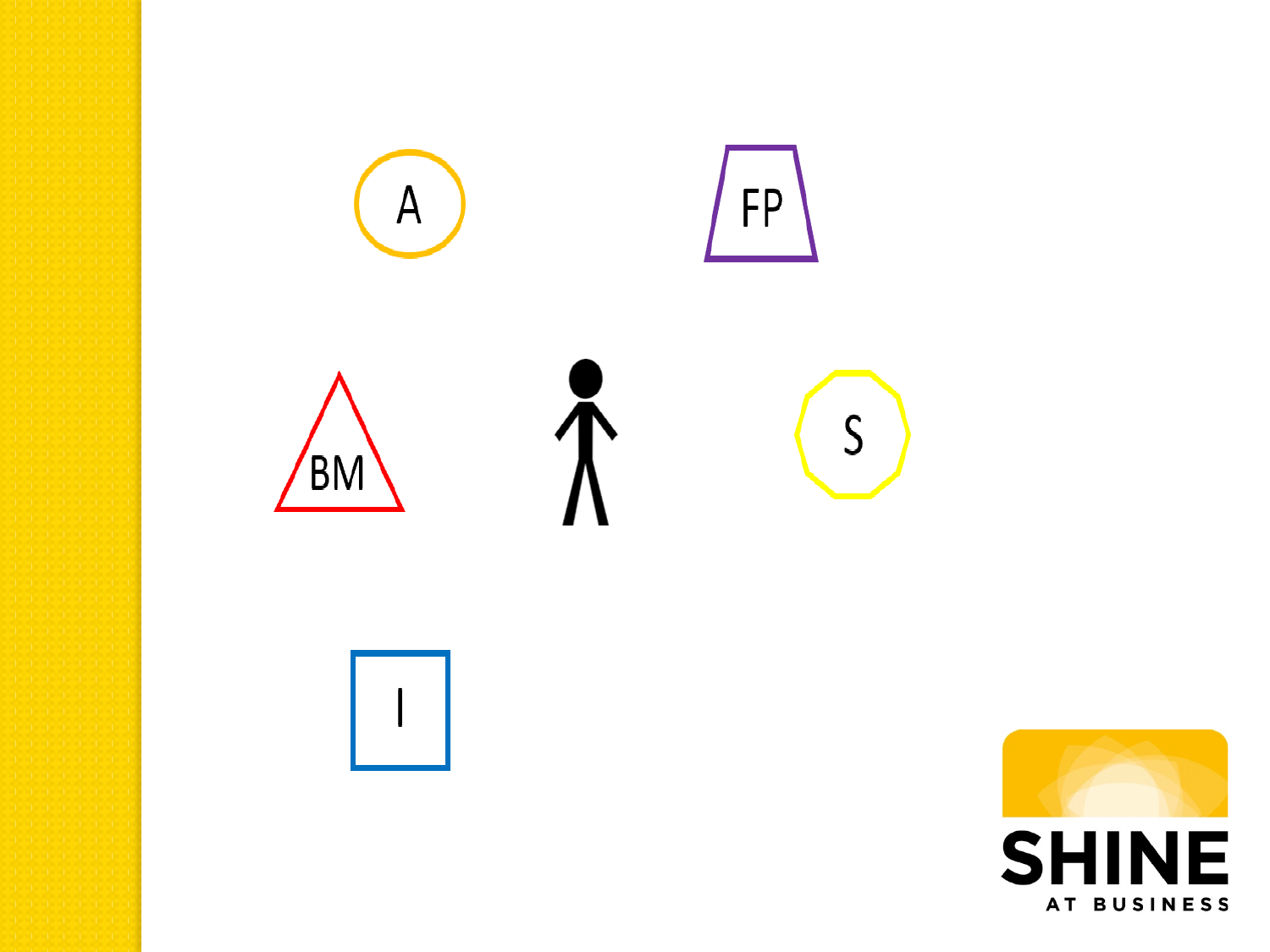A

FP

BM

S

I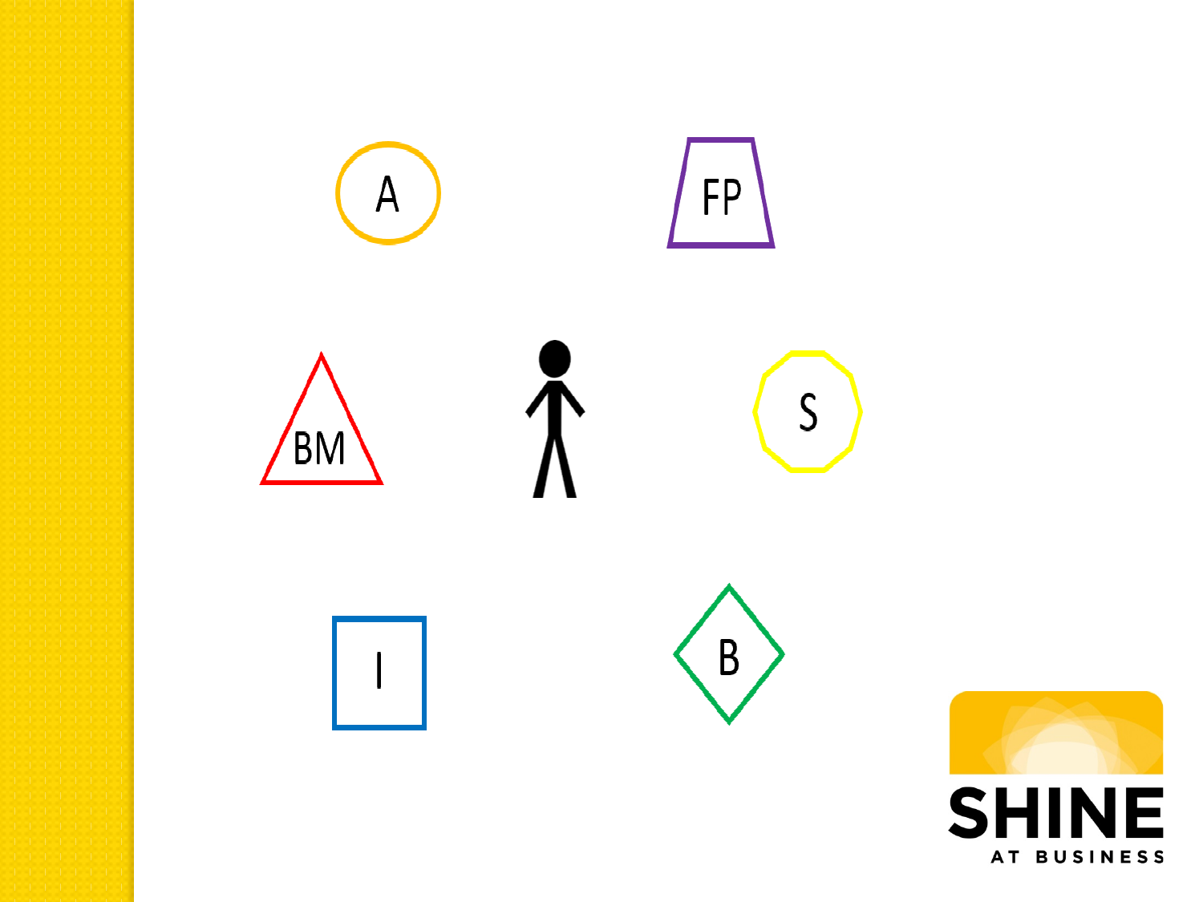A

FP

BM

S

I

B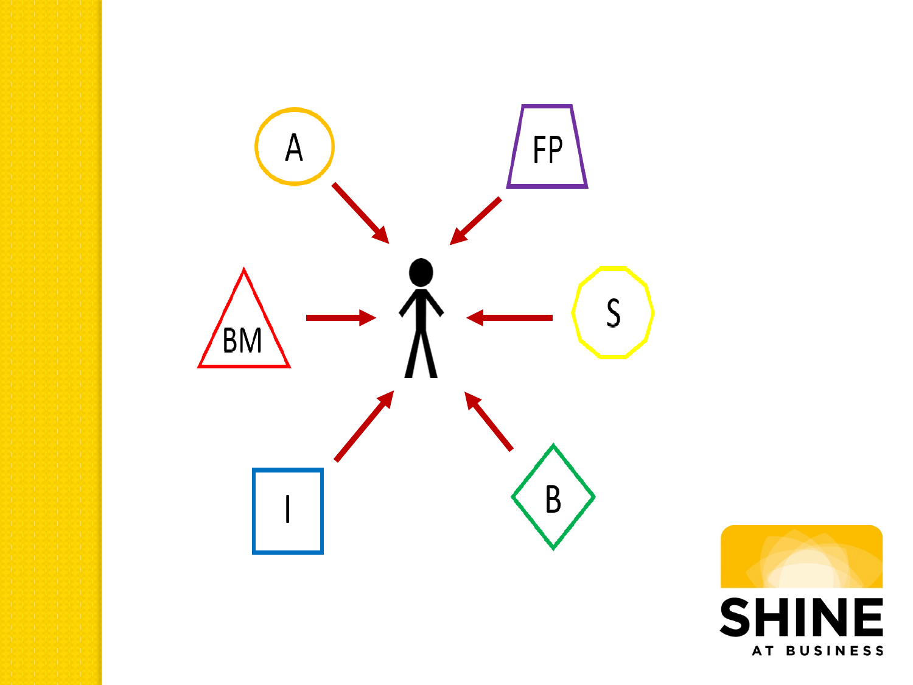A

FP

BM

S

I

B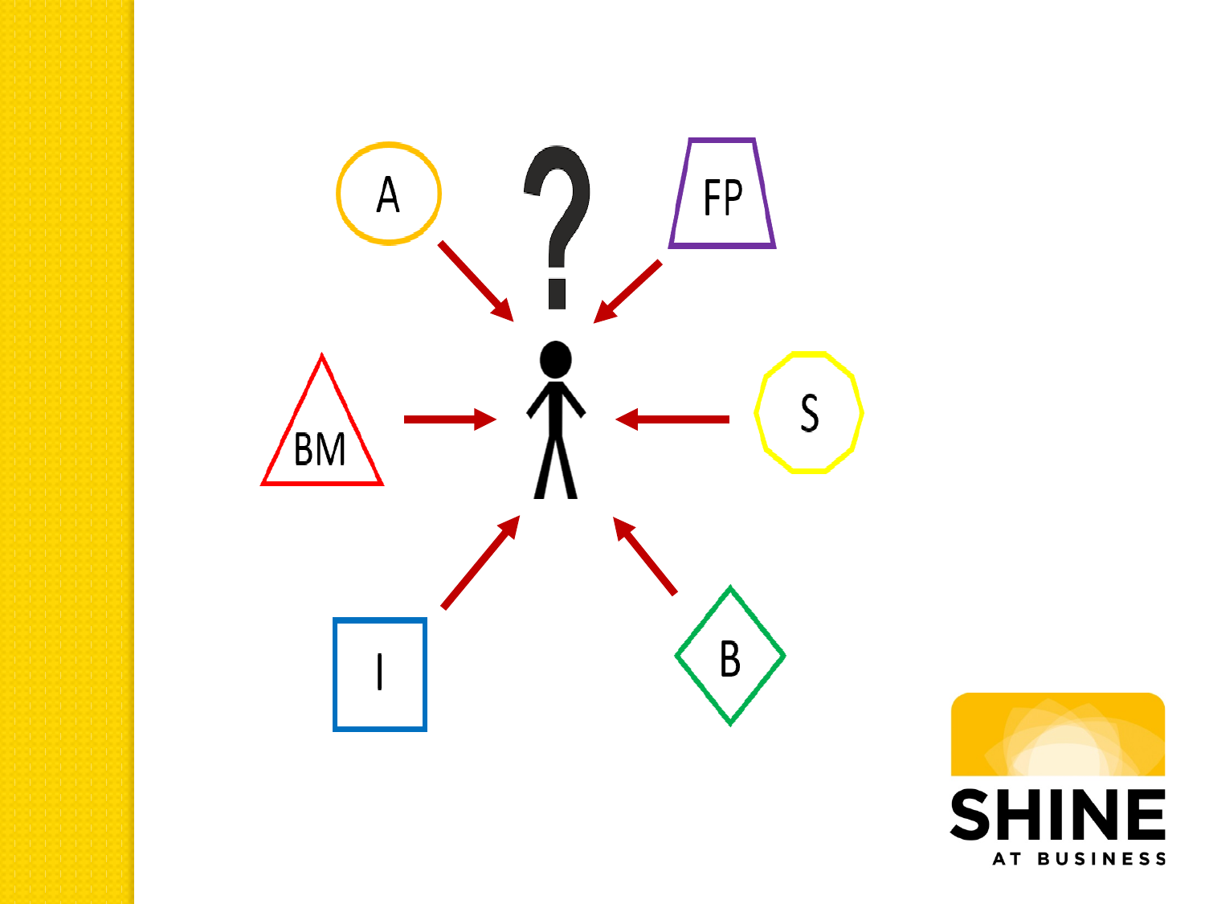A

?

FP

BM

S

I

B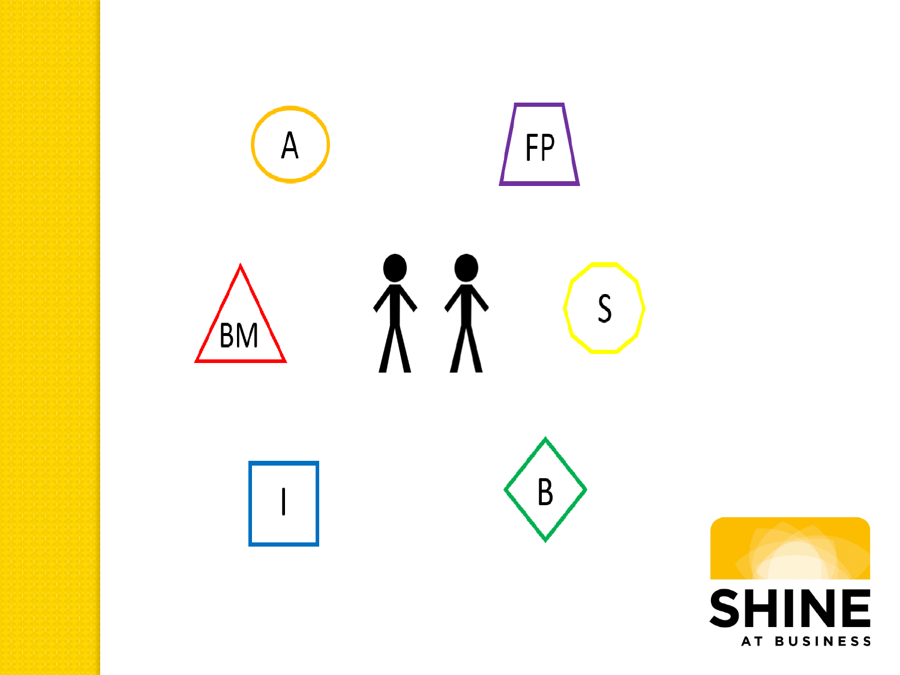A

FP

BM

S

I

B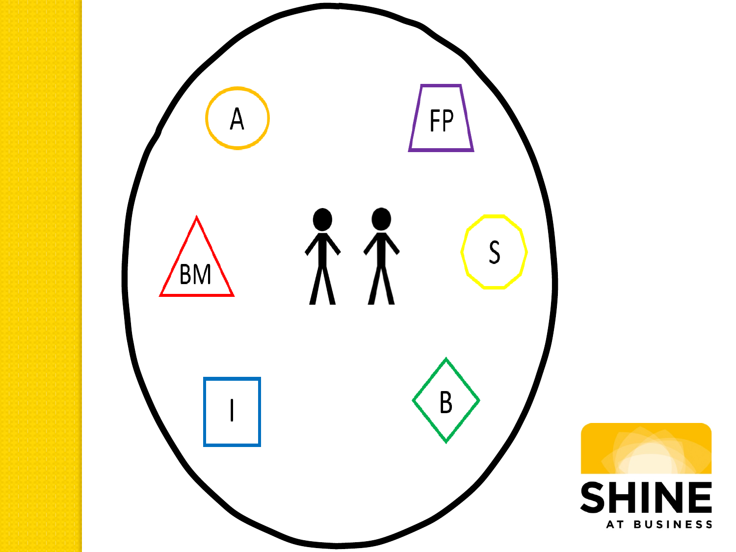A

FP

BM

S

I

B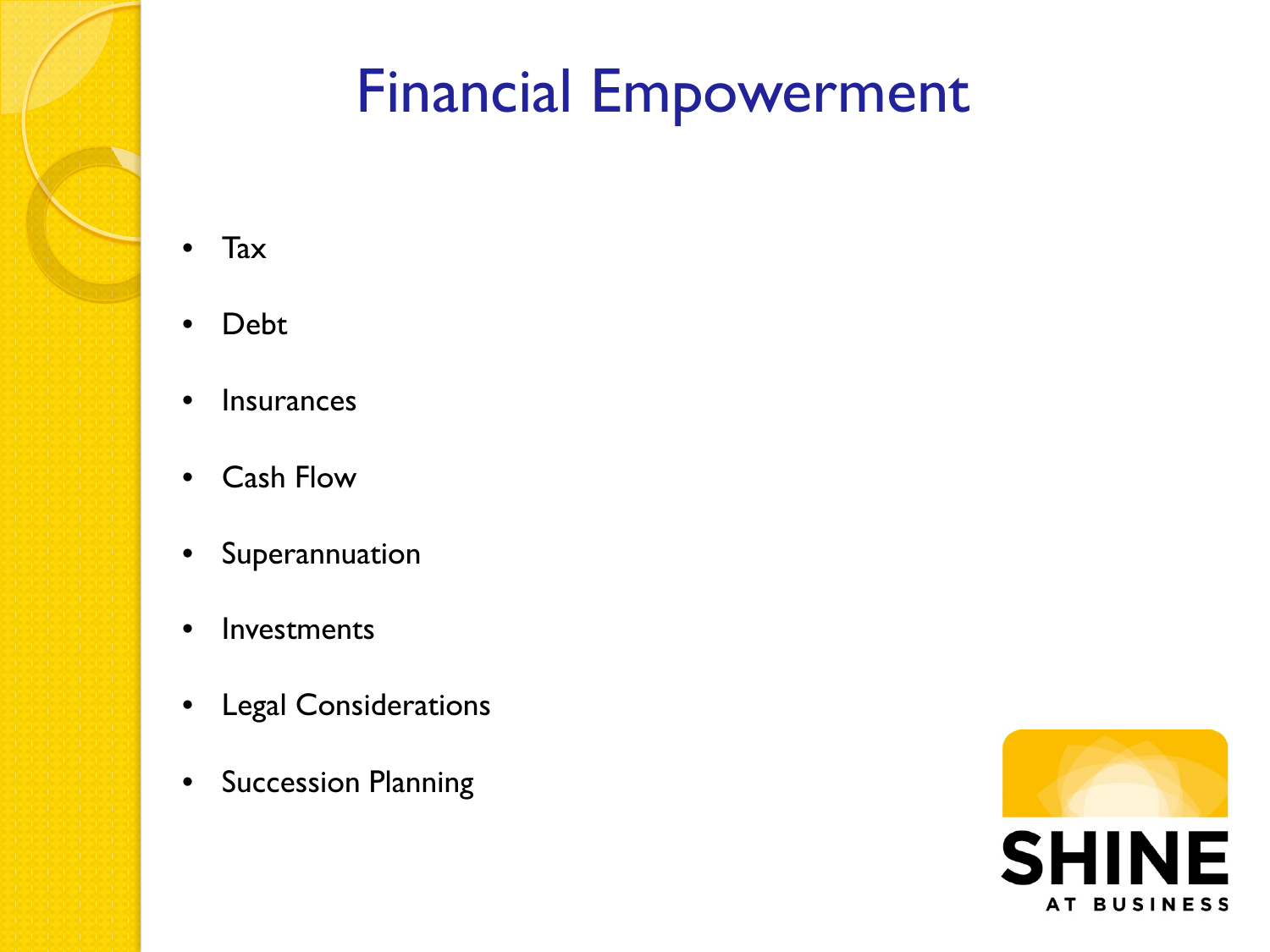# Financial Empowerment

- Tax
- Debt
- Insurances
- Cash Flow
- Superannuation
- Investments
- Legal Considerations
- Succession Planning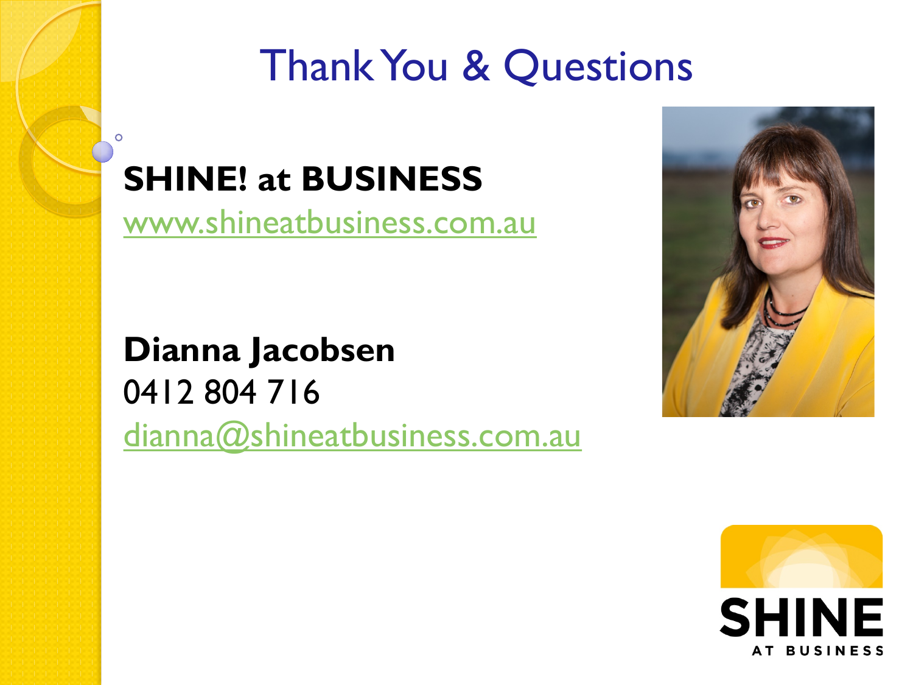# Thank You & Questions

**SHINE! at BUSINESS**

www.shineatbusiness.com.au

**Dianna Jacobsen**

0412 804 716

dianna@shineatbusiness.com.au

SHINE AT BUSINESS